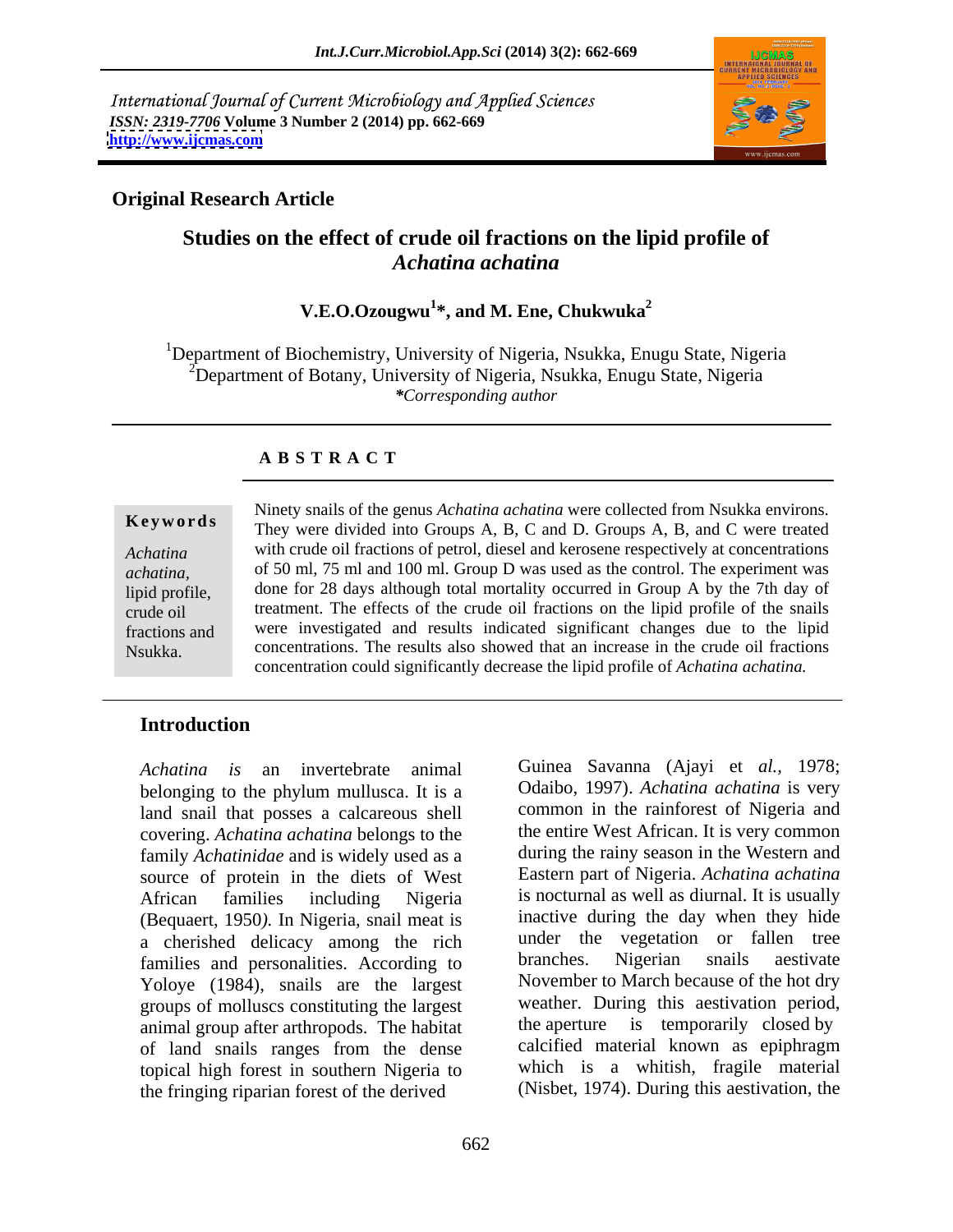International Journal of Current Microbiology and Applied Sciences
*ISSN: 2319-7706* **Volume 3 Number 2 (2014) pp. 662-669**
**http://www.ijcmas.com**

**Original Research Article**

# Studies on the effect of crude oil fractions on the lipid profile of *Achatina achatina*

**V.E.O.Ozougwu[1]*, and M. Ene, Chukwuka[2]**

[1]Department of Biochemistry, University of Nigeria, Nsukka, Enugu State, Nigeria
[2]Department of Botany, University of Nigeria, Nsukka, Enugu State, Nigeria
*\*Corresponding author*

## A B S T R A C T

**Keywords**

*Achatina achatina,* lipid profile, crude oil fractions and Nsukka.

Ninety snails of the genus *Achatina achatina* were collected from Nsukka environs. They were divided into Groups A, B, C and D. Groups A, B, and C were treated with crude oil fractions of petrol, diesel and kerosene respectively at concentrations of 50 ml, 75 ml and 100 ml. Group D was used as the control. The experiment was done for 28 days although total mortality occurred in Group A by the 7th day of treatment. The effects of the crude oil fractions on the lipid profile of the snails were investigated and results indicated significant changes due to the lipid concentrations. The results also showed that an increase in the crude oil fractions concentration could significantly decrease the lipid profile of *Achatina achatina.*

## Introduction

*Achatina is* an invertebrate animal belonging to the phylum mullusca. It is a land snail that posses a calcareous shell covering. *Achatina achatina* belongs to the family *Achatinidae* and is widely used as a source of protein in the diets of West African families including Nigeria (Bequaert, 1950*).* In Nigeria, snail meat is a cherished delicacy among the rich families and personalities. According to Yoloye (1984), snails are the largest groups of molluscs constituting the largest animal group after arthropods. The habitat of land snails ranges from the dense topical high forest in southern Nigeria to the fringing riparian forest of the derived Guinea Savanna (Ajayi et *al.,* 1978; Odaibo, 1997). *Achatina achatina* is very common in the rainforest of Nigeria and the entire West African. It is very common during the rainy season in the Western and Eastern part of Nigeria. *Achatina achatina* is nocturnal as well as diurnal. It is usually inactive during the day when they hide under the vegetation or fallen tree branches. Nigerian snails aestivate November to March because of the hot dry weather. During this aestivation period, the aperture is temporarily closed by calcified material known as epiphragm which is a whitish, fragile material (Nisbet, 1974). During this aestivation, the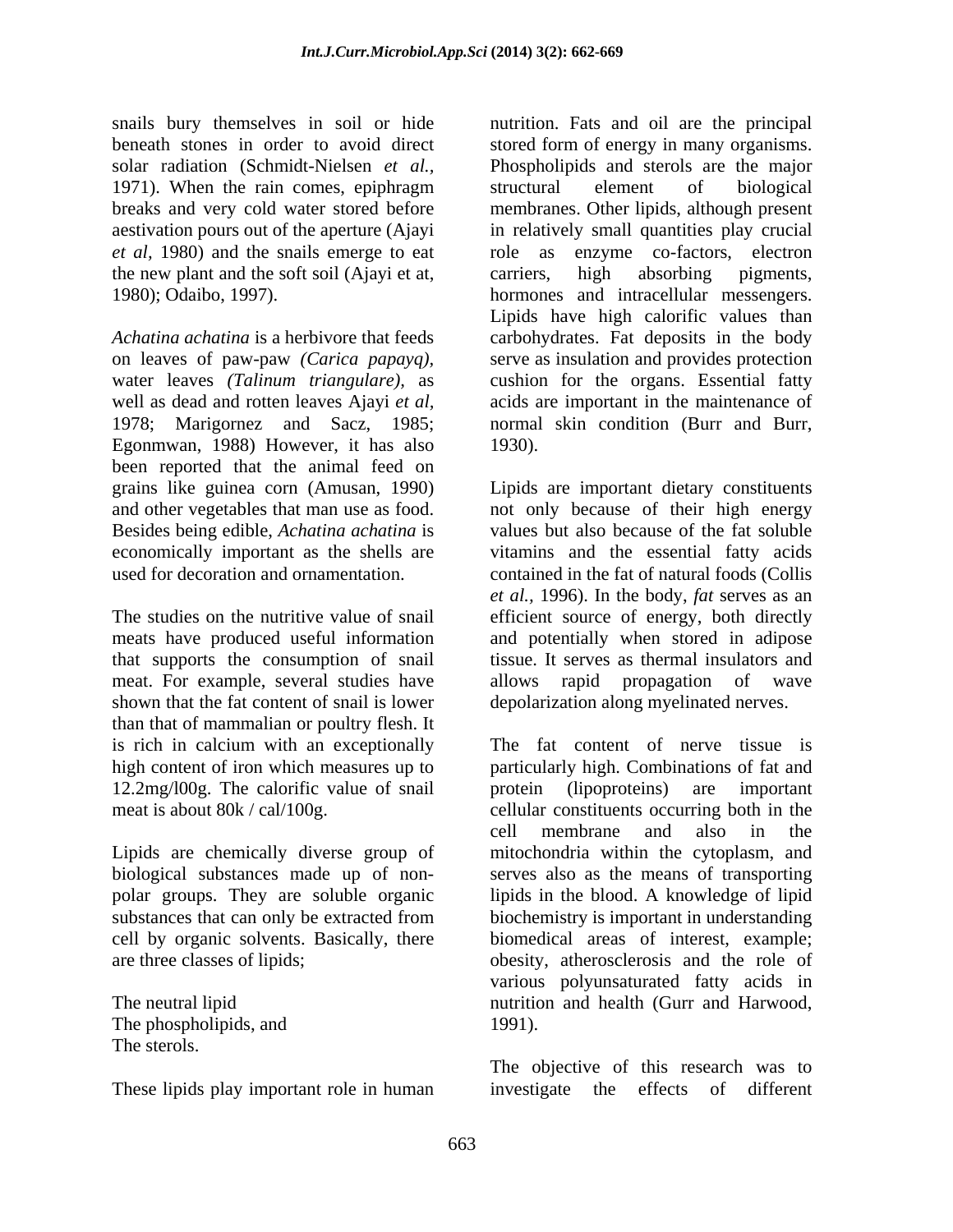snails bury themselves in soil or hide beneath stones in order to avoid direct solar radiation (Schmidt-Nielsen *et al.*, 1971). When the rain comes, epiphragm breaks and very cold water stored before aestivation pours out of the aperture (Ajayi *et al*, 1980) and the snails emerge to eat the new plant and the soft soil (Ajayi et at, 1980); Odaibo, 1997).

*Achatina achatina* is a herbivore that feeds on leaves of paw-paw *(Carica papayq)*, water leaves *(Talinum triangulare)*, as well as dead and rotten leaves Ajayi *et al*, 1978; Marigornez and Sacz, 1985; Egonmwan, 1988) However, it has also been reported that the animal feed on grains like guinea corn (Amusan, 1990) and other vegetables that man use as food. Besides being edible, *Achatina achatina* is economically important as the shells are used for decoration and ornamentation.

The studies on the nutritive value of snail meats have produced useful information that supports the consumption of snail meat. For example, several studies have shown that the fat content of snail is lower than that of mammalian or poultry flesh. It is rich in calcium with an exceptionally high content of iron which measures up to 12.2mg/l00g. The calorific value of snail meat is about 80k / cal/100g.

Lipids are chemically diverse group of biological substances made up of non-polar groups. They are soluble organic substances that can only be extracted from cell by organic solvents. Basically, there are three classes of lipids;

The neutral lipid
The phospholipids, and
The sterols.

These lipids play important role in human nutrition. Fats and oil are the principal stored form of energy in many organisms. Phospholipids and sterols are the major structural element of biological membranes. Other lipids, although present in relatively small quantities play crucial role as enzyme co-factors, electron carriers, high absorbing pigments, hormones and intracellular messengers. Lipids have high calorific values than carbohydrates. Fat deposits in the body serve as insulation and provides protection cushion for the organs. Essential fatty acids are important in the maintenance of normal skin condition (Burr and Burr, 1930).

Lipids are important dietary constituents not only because of their high energy values but also because of the fat soluble vitamins and the essential fatty acids contained in the fat of natural foods (Collis *et al.*, 1996). In the body, *fat* serves as an efficient source of energy, both directly and potentially when stored in adipose tissue. It serves as thermal insulators and allows rapid propagation of wave depolarization along myelinated nerves.

The fat content of nerve tissue is particularly high. Combinations of fat and protein (lipoproteins) are important cellular constituents occurring both in the cell membrane and also in the mitochondria within the cytoplasm, and serves also as the means of transporting lipids in the blood. A knowledge of lipid biochemistry is important in understanding biomedical areas of interest, example; obesity, atherosclerosis and the role of various polyunsaturated fatty acids in nutrition and health (Gurr and Harwood, 1991).

The objective of this research was to investigate the effects of different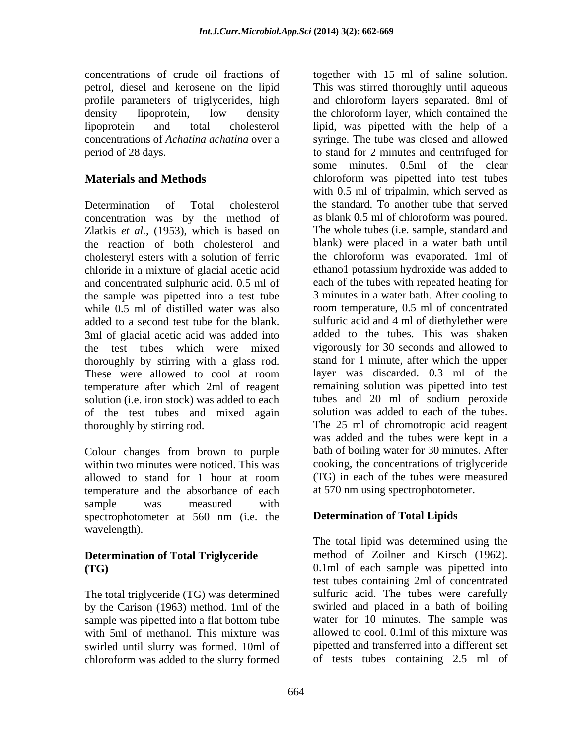concentrations of crude oil fractions of petrol, diesel and kerosene on the lipid profile parameters of triglycerides, high density lipoprotein, low density lipoprotein and total cholesterol concentrations of *Achatina achatina* over a period of 28 days.

## Materials and Methods

Determination of Total cholesterol concentration was by the method of Zlatkis *et al.,* (1953), which is based on the reaction of both cholesterol and cholesteryl esters with a solution of ferric chloride in a mixture of glacial acetic acid and concentrated sulphuric acid. 0.5 ml of the sample was pipetted into a test tube while 0.5 ml of distilled water was also added to a second test tube for the blank. 3ml of glacial acetic acid was added into the test tubes which were mixed thoroughly by stirring with a glass rod. These were allowed to cool at room temperature after which 2ml of reagent solution (i.e. iron stock) was added to each of the test tubes and mixed again thoroughly by stirring rod.

Colour changes from brown to purple within two minutes were noticed. This was allowed to stand for 1 hour at room temperature and the absorbance of each sample was measured with spectrophotometer at 560 nm (i.e. the wavelength).

### Determination of Total Triglyceride (TG)

The total triglyceride (TG) was determined by the Carison (1963) method. 1ml of the sample was pipetted into a flat bottom tube with 5ml of methanol. This mixture was swirled until slurry was formed. 10ml of chloroform was added to the slurry formed together with 15 ml of saline solution. This was stirred thoroughly until aqueous and chloroform layers separated. 8ml of the chloroform layer, which contained the lipid, was pipetted with the help of a syringe. The tube was closed and allowed to stand for 2 minutes and centrifuged for some minutes. 0.5ml of the clear chloroform was pipetted into test tubes with 0.5 ml of tripalmin, which served as the standard. To another tube that served as blank 0.5 ml of chloroform was poured. The whole tubes (i.e. sample, standard and blank) were placed in a water bath until the chloroform was evaporated. 1ml of ethano1 potassium hydroxide was added to each of the tubes with repeated heating for 3 minutes in a water bath. After cooling to room temperature, 0.5 ml of concentrated sulfuric acid and 4 ml of diethylether were added to the tubes. This was shaken vigorously for 30 seconds and allowed to stand for 1 minute, after which the upper layer was discarded. 0.3 ml of the remaining solution was pipetted into test tubes and 20 ml of sodium peroxide solution was added to each of the tubes. The 25 ml of chromotropic acid reagent was added and the tubes were kept in a bath of boiling water for 30 minutes. After cooking, the concentrations of triglyceride (TG) in each of the tubes were measured at 570 nm using spectrophotometer.

### Determination of Total Lipids

The total lipid was determined using the method of Zoilner and Kirsch (1962). 0.1ml of each sample was pipetted into test tubes containing 2ml of concentrated sulfuric acid. The tubes were carefully swirled and placed in a bath of boiling water for 10 minutes. The sample was allowed to cool. 0.1ml of this mixture was pipetted and transferred into a different set of tests tubes containing 2.5 ml of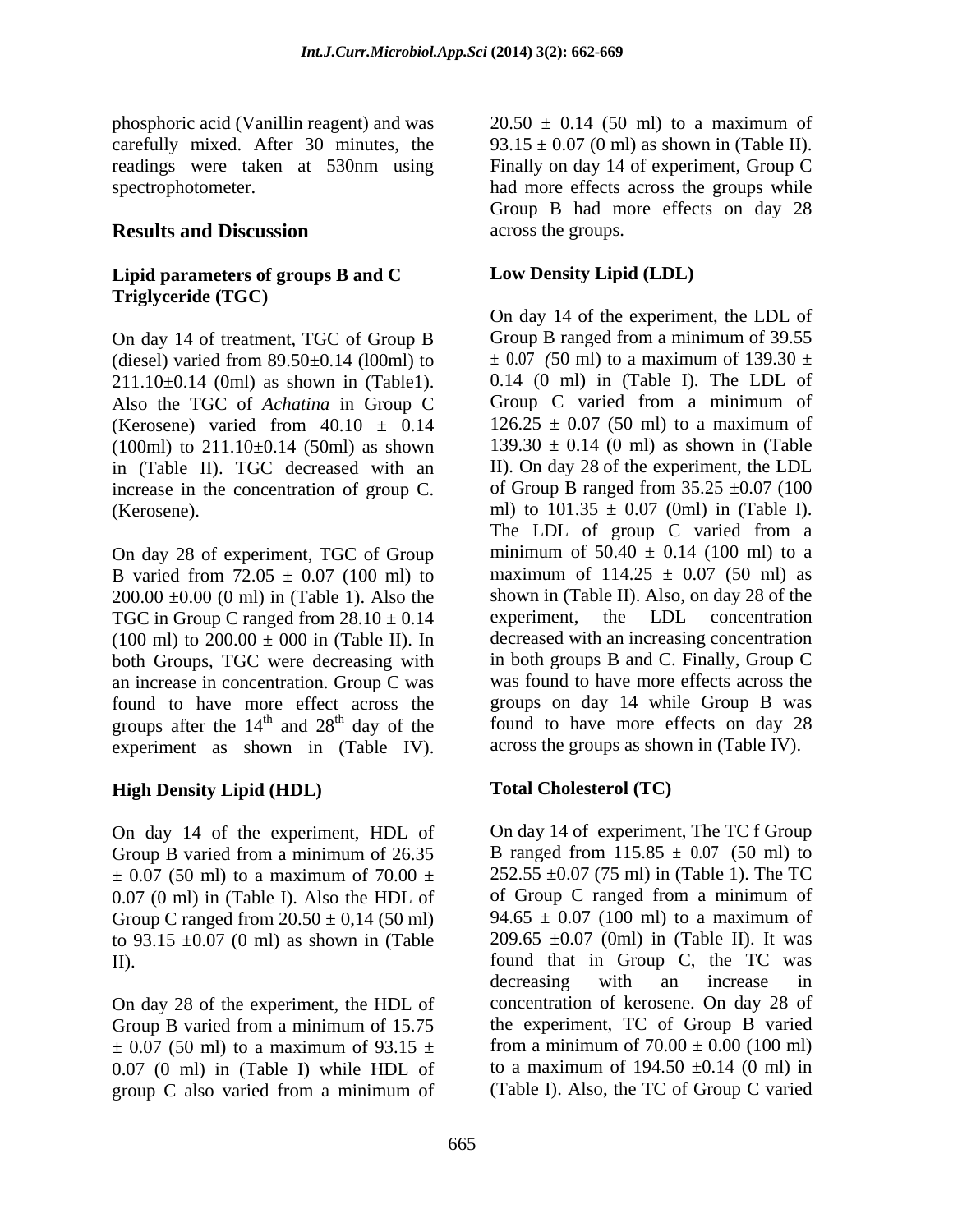phosphoric acid (Vanillin reagent) and was carefully mixed. After 30 minutes, the readings were taken at 530nm using spectrophotometer.

## Results and Discussion

### Lipid parameters of groups B and C Triglyceride (TGC)

On day 14 of treatment, TGC of Group B (diesel) varied from 89.50±0.14 (l00ml) to 211.10±0.14 (0ml) as shown in (Table1). Also the TGC of *Achatina* in Group C (Kerosene) varied from 40.10 ± 0.14 (100ml) to 211.10±0.14 (50ml) as shown in (Table II). TGC decreased with an increase in the concentration of group C. (Kerosene).

On day 28 of experiment, TGC of Group B varied from 72.05 ± 0.07 (100 ml) to 200.00 ±0.00 (0 ml) in (Table 1). Also the TGC in Group C ranged from 28.10 ± 0.14 (100 ml) to 200.00 ± 000 in (Table II). In both Groups, TGC were decreasing with an increase in concentration. Group C was found to have more effect across the groups after the 14[th] and 28[th] day of the experiment as shown in (Table IV).

### High Density Lipid (HDL)

On day 14 of the experiment, HDL of Group B varied from a minimum of 26.35 ± 0.07 (50 ml) to a maximum of 70.00 ± 0.07 (0 ml) in (Table I). Also the HDL of Group C ranged from 20.50 ± 0,14 (50 ml) to 93.15 ±0.07 (0 ml) as shown in (Table II).

On day 28 of the experiment, the HDL of Group B varied from a minimum of 15.75 ± 0.07 (50 ml) to a maximum of 93.15 ± 0.07 (0 ml) in (Table I) while HDL of group C also varied from a minimum of 20.50 ± 0.14 (50 ml) to a maximum of 93.15 ± 0.07 (0 ml) as shown in (Table II). Finally on day 14 of experiment, Group C had more effects across the groups while Group B had more effects on day 28 across the groups.

### Low Density Lipid (LDL)

On day 14 of the experiment, the LDL of Group B ranged from a minimum of 39.55 ± 0.07 (50 ml) to a maximum of 139.30 ± 0.14 (0 ml) in (Table I). The LDL of Group C varied from a minimum of 126.25 ± 0.07 (50 ml) to a maximum of 139.30 ± 0.14 (0 ml) as shown in (Table II). On day 28 of the experiment, the LDL of Group B ranged from 35.25 ±0.07 (100 ml) to 101.35 ± 0.07 (0ml) in (Table I). The LDL of group C varied from a minimum of 50.40 ± 0.14 (100 ml) to a maximum of 114.25 ± 0.07 (50 ml) as shown in (Table II). Also, on day 28 of the experiment, the LDL concentration decreased with an increasing concentration in both groups B and C. Finally, Group C was found to have more effects across the groups on day 14 while Group B was found to have more effects on day 28 across the groups as shown in (Table IV).

### Total Cholesterol (TC)

On day 14 of experiment, The TC f Group B ranged from 115.85 ± 0.07 (50 ml) to 252.55 ±0.07 (75 ml) in (Table 1). The TC of Group C ranged from a minimum of 94.65 ± 0.07 (100 ml) to a maximum of 209.65 ±0.07 (0ml) in (Table II). It was found that in Group C, the TC was decreasing with an increase in concentration of kerosene. On day 28 of the experiment, TC of Group B varied from a minimum of 70.00 ± 0.00 (100 ml) to a maximum of 194.50 ±0.14 (0 ml) in (Table I). Also, the TC of Group C varied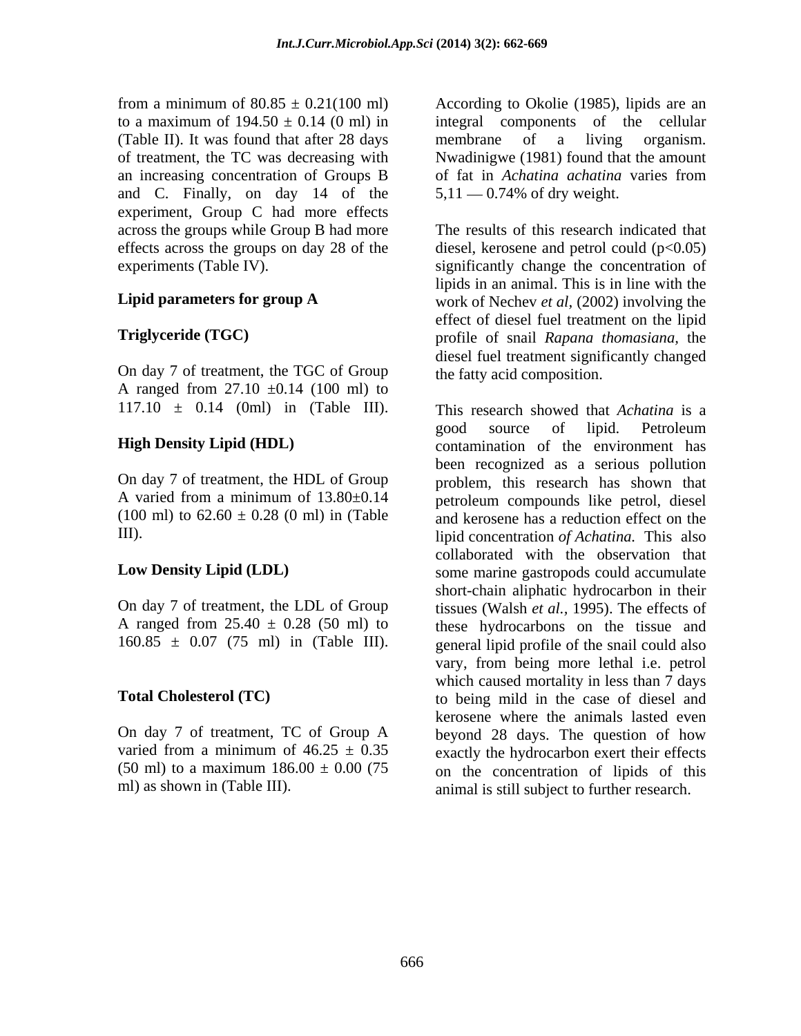from a minimum of 80.85 ± 0.21(100 ml) to a maximum of 194.50 ± 0.14 (0 ml) in (Table II). It was found that after 28 days of treatment, the TC was decreasing with an increasing concentration of Groups B and C. Finally, on day 14 of the experiment, Group C had more effects across the groups while Group B had more effects across the groups on day 28 of the experiments (Table IV).

**Lipid parameters for group A**

**Triglyceride (TGC)**

On day 7 of treatment, the TGC of Group A ranged from 27.10 ±0.14 (100 ml) to 117.10 ± 0.14 (0ml) in (Table III).

**High Density Lipid (HDL)**

On day 7 of treatment, the HDL of Group A varied from a minimum of 13.80±0.14 (100 ml) to 62.60 ± 0.28 (0 ml) in (Table III).

**Low Density Lipid (LDL)**

On day 7 of treatment, the LDL of Group A ranged from 25.40 ± 0.28 (50 ml) to 160.85 ± 0.07 (75 ml) in (Table III).

**Total Cholesterol (TC)**

On day 7 of treatment, TC of Group A varied from a minimum of 46.25 ± 0.35 (50 ml) to a maximum 186.00 ± 0.00 (75 ml) as shown in (Table III).

According to Okolie (1985), lipids are an integral components of the cellular membrane of a living organism. Nwadinigwe (1981) found that the amount of fat in *Achatina achatina* varies from 5,11 — 0.74% of dry weight.

The results of this research indicated that diesel, kerosene and petrol could ($p<0.05$) significantly change the concentration of lipids in an animal. This is in line with the work of Nechev *et al,* (2002) involving the effect of diesel fuel treatment on the lipid profile of snail *Rapana thomasiana,* the diesel fuel treatment significantly changed the fatty acid composition.

This research showed that *Achatina* is a good source of lipid. Petroleum contamination of the environment has been recognized as a serious pollution problem, this research has shown that petroleum compounds like petrol, diesel and kerosene has a reduction effect on the lipid concentration *of Achatina.* This also collaborated with the observation that some marine gastropods could accumulate short-chain aliphatic hydrocarbon in their tissues (Walsh *et al.,* 1995). The effects of these hydrocarbons on the tissue and general lipid profile of the snail could also vary, from being more lethal i.e. petrol which caused mortality in less than 7 days to being mild in the case of diesel and kerosene where the animals lasted even beyond 28 days. The question of how exactly the hydrocarbon exert their effects on the concentration of lipids of this animal is still subject to further research.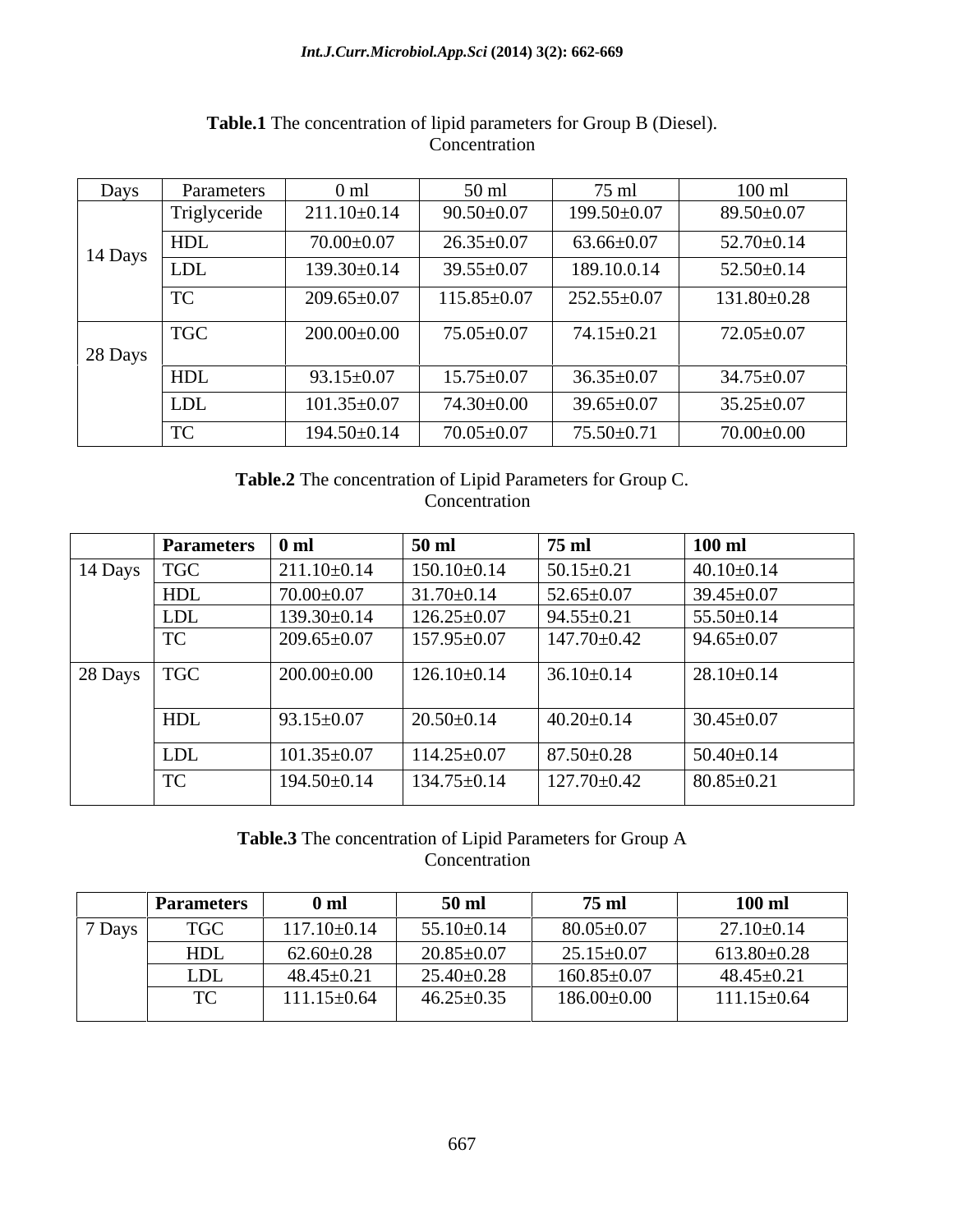**Table.1** The concentration of lipid parameters for Group B (Diesel).

| Days | Parameters | Concentration | | | |
|---|---|---|---|---|---|
| | | 0 ml | 50 ml | 75 ml | 100 ml |
| 14 Days | Triglyceride | 211.10±0.14 | 90.50±0.07 | 199.50±0.07 | 89.50±0.07 |
| | HDL | 70.00±0.07 | 26.35±0.07 | 63.66±0.07 | 52.70±0.14 |
| | LDL | 139.30±0.14 | 39.55±0.07 | 189.10.0.14 | 52.50±0.14 |
| | TC | 209.65±0.07 | 115.85±0.07 | 252.55±0.07 | 131.80±0.28 |
| 28 Days | TGC | 200.00±0.00 | 75.05±0.07 | 74.15±0.21 | 72.05±0.07 |
| | HDL | 93.15±0.07 | 15.75±0.07 | 36.35±0.07 | 34.75±0.07 |
| | LDL | 101.35±0.07 | 74.30±0.00 | 39.65±0.07 | 35.25±0.07 |
| | TC | 194.50±0.14 | 70.05±0.07 | 75.50±0.71 | 70.00±0.00 |

**Table.2** The concentration of Lipid Parameters for Group C.

| | **Parameters** | Concentration | | | |
|---|---|---|---|---|---|
| | | **0 ml** | **50 ml** | **75 ml** | **100 ml** |
| 14 Days | TGC | 211.10±0.14 | 150.10±0.14 | 50.15±0.21 | 40.10±0.14 |
| | HDL | 70.00±0.07 | 31.70±0.14 | 52.65±0.07 | 39.45±0.07 |
| | LDL | 139.30±0.14 | 126.25±0.07 | 94.55±0.21 | 55.50±0.14 |
| | TC | 209.65±0.07 | 157.95±0.07 | 147.70±0.42 | 94.65±0.07 |
| 28 Days | TGC | 200.00±0.00 | 126.10±0.14 | 36.10±0.14 | 28.10±0.14 |
| | HDL | 93.15±0.07 | 20.50±0.14 | 40.20±0.14 | 30.45±0.07 |
| | LDL | 101.35±0.07 | 114.25±0.07 | 87.50±0.28 | 50.40±0.14 |
| | TC | 194.50±0.14 | 134.75±0.14 | 127.70±0.42 | 80.85±0.21 |

**Table.3** The concentration of Lipid Parameters for Group A

| | **Parameters** | Concentration | | | |
|---|---|---|---|---|---|
| | | **0 ml** | **50 ml** | **75 ml** | **100 ml** |
| 7 Days | TGC | 117.10±0.14 | 55.10±0.14 | 80.05±0.07 | 27.10±0.14 |
| | HDL | 62.60±0.28 | 20.85±0.07 | 25.15±0.07 | 613.80±0.28 |
| | LDL | 48.45±0.21 | 25.40±0.28 | 160.85±0.07 | 48.45±0.21 |
| | TC | 111.15±0.64 | 46.25±0.35 | 186.00±0.00 | 111.15±0.64 |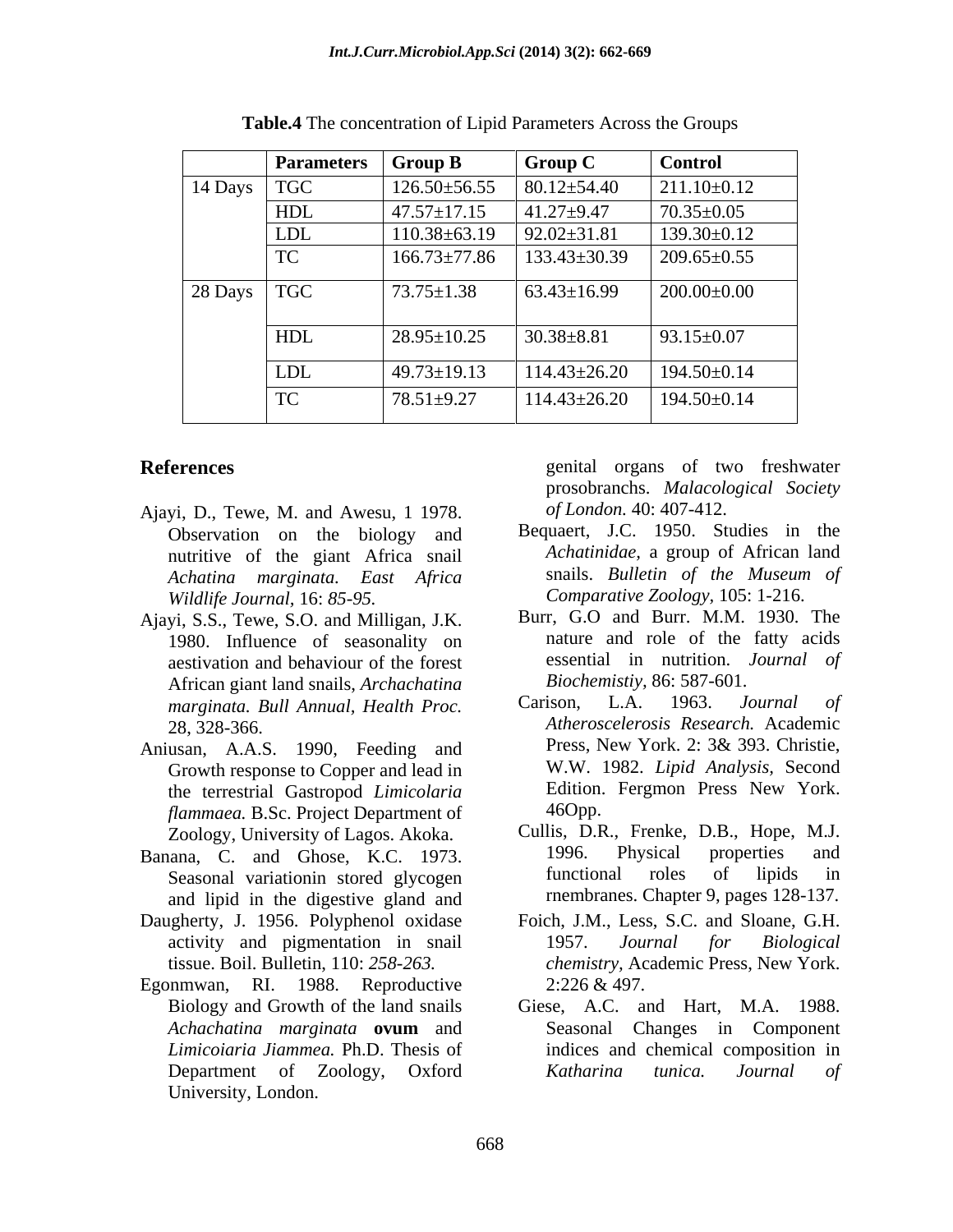**Table.4** The concentration of Lipid Parameters Across the Groups

| | Parameters | Group B | Group C | Control |
|---|---|---|---|---|
| 14 Days | TGC | 126.50±56.55 | 80.12±54.40 | 211.10±0.12 |
| | HDL | 47.57±17.15 | 41.27±9.47 | 70.35±0.05 |
| | LDL | 110.38±63.19 | 92.02±31.81 | 139.30±0.12 |
| | TC | 166.73±77.86 | 133.43±30.39 | 209.65±0.55 |
| 28 Days | TGC | 73.75±1.38 | 63.43±16.99 | 200.00±0.00 |
| | HDL | 28.95±10.25 | 30.38±8.81 | 93.15±0.07 |
| | LDL | 49.73±19.13 | 114.43±26.20 | 194.50±0.14 |
| | TC | 78.51±9.27 | 114.43±26.20 | 194.50±0.14 |

## References

- Ajayi, D., Tewe, M. and Awesu, 1 1978. Observation on the biology and nutritive of the giant Africa snail *Achatina marginata. East Africa Wildlife Journal*, 16: *85-95.*
- Ajayi, S.S., Tewe, S.O. and Milligan, J.K. 1980. Influence of seasonality on aestivation and behaviour of the forest African giant land snails, *Archachatina marginata. Bull Annual, Health Proc.* 28, 328-366.
- Aniusan, A.A.S. 1990, Feeding and Growth response to Copper and lead in the terrestrial Gastropod *Limicolaria flammaea.* B.Sc. Project Department of Zoology, University of Lagos. Akoka.
- Banana, C. and Ghose, K.C. 1973. Seasonal variationin stored glycogen and lipid in the digestive gland and genital organs of two freshwater prosobranchs. *Malacological Society of London.* 40: 407-412.
- Daugherty, J. 1956. Polyphenol oxidase activity and pigmentation in snail tissue. Boil. Bulletin, 110: *258-263.*
- Egonmwan, RI. 1988. Reproductive Biology and Growth of the land snails *Achachatina marginata* **ovum** and *Limicoiaria Jiammea.* Ph.D. Thesis of Department of Zoology, Oxford University, London.
- Bequaert, J.C. 1950. Studies in the *Achatinidae*, a group of African land snails. *Bulletin of the Museum of Comparative Zoology*, 105: 1-216.
- Burr, G.O and Burr. M.M. 1930. The nature and role of the fatty acids essential in nutrition. *Journal of Biochemistiy*, 86: 587-601.
- Carison, L.A. 1963. *Journal of Atheroscelerosis Research.* Academic Press, New York. 2: 3& 393. Christie, W.W. 1982. *Lipid Analysis*, Second Edition. Fergmon Press New York. 46Opp.
- Cullis, D.R., Frenke, D.B., Hope, M.J. 1996. Physical properties and functional roles of lipids in rnembranes. Chapter 9, pages 128-137.
- Foich, J.M., Less, S.C. and Sloane, G.H. 1957. *Journal for Biological chemistry*, Academic Press, New York. 2:226 & 497.
- Giese, A.C. and Hart, M.A. 1988. Seasonal Changes in Component indices and chemical composition in *Katharina tunica. Journal of*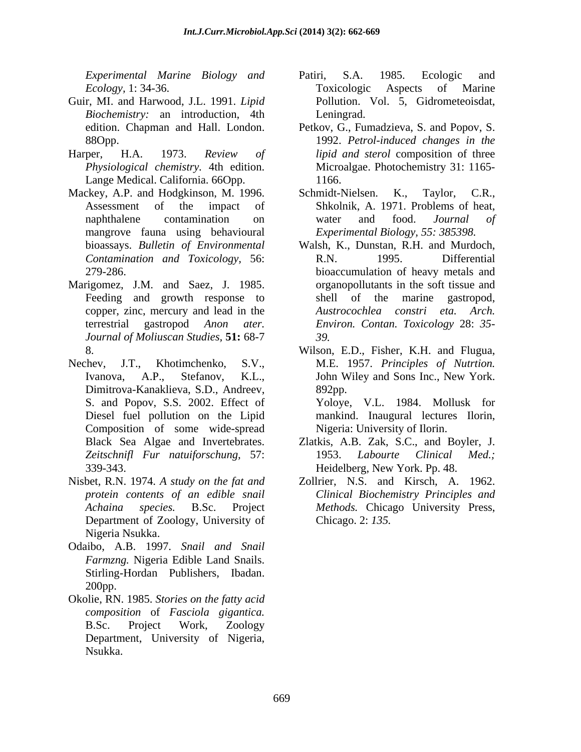*Experimental Marine Biology and Ecology,* 1: 34-36.

Guir, MI. and Harwood, J.L. 1991. *Lipid Biochemistry:* an introduction, 4th edition. Chapman and Hall. London. 88Opp.

Harper, H.A. 1973. *Review of Physiological chemistry.* 4th edition. Lange Medical. California. 66Opp.

Mackey, A.P. and Hodgkinson, M. 1996. Assessment of the impact of naphthalene contamination on mangrove fauna using behavioural bioassays. *Bulletin of Environmental Contamination and Toxicology,* 56: 279-286.

Marigomez, J.M. and Saez, J. 1985. Feeding and growth response to copper, zinc, mercury and lead in the terrestrial gastropod *Anon ater. Journal of Moliuscan Studies,* **51:** 68-7 8.

Nechev, J.T., Khotimchenko, S.V., Ivanova, A.P., Stefanov, K.L., Dimitrova-Kanaklieva, S.D., Andreev, S. and Popov, S.S. 2002. Effect of Diesel fuel pollution on the Lipid Composition of some wide-spread Black Sea Algae and Invertebrates. *Zeitschnifl Fur natuiforschung,* 57: 339-343.

Nisbet, R.N. 1974. *A study on the fat and protein contents of an edible snail Achaina species.* B.Sc. Project Department of Zoology, University of Nigeria Nsukka.

Odaibo, A.B. 1997. *Snail and Snail Farmzng.* Nigeria Edible Land Snails. Stirling-Hordan Publishers, Ibadan. 200pp.

Okolie, RN. 1985. *Stories on the fatty acid composition* of *Fasciola gigantica.* B.Sc. Project Work, Zoology Department, University of Nigeria, Nsukka.

Patiri, S.A. 1985. Ecologic and Toxicologic Aspects of Marine Pollution. Vol. 5, Gidrometeoisdat, Leningrad.

Petkov, G., Fumadzieva, S. and Popov, S. 1992. *Petrol-induced changes in the lipid and sterol* composition of three Microalgae. Photochemistry 31: 1165-1166.

Schmidt-Nielsen. K., Taylor, C.R., Shkolnik, A. 1971. Problems of heat, water and food. *Journal of Experimental Biology, 55: 385398.*

Walsh, K., Dunstan, R.H. and Murdoch, R.N. 1995. Differential bioaccumulation of heavy metals and organopollutants in the soft tissue and shell of the marine gastropod, *Austrocochlea constri eta. Arch. Environ. Contan. Toxicology* 28: *35-39.*

Wilson, E.D., Fisher, K.H. and Flugua, M.E. 1957. *Principles of Nutrtion.* John Wiley and Sons Inc., New York. 892pp.

Yoloye, V.L. 1984. Mollusk for mankind. Inaugural lectures Ilorin, Nigeria: University of Ilorin.

Zlatkis, A.B. Zak, S.C., and Boyler, J. 1953. *Labourte Clinical Med.;* Heidelberg, New York. Pp. 48.

Zollrier, N.S. and Kirsch, A. 1962. *Clinical Biochemistry Principles and Methods.* Chicago University Press, Chicago. 2: *135.*